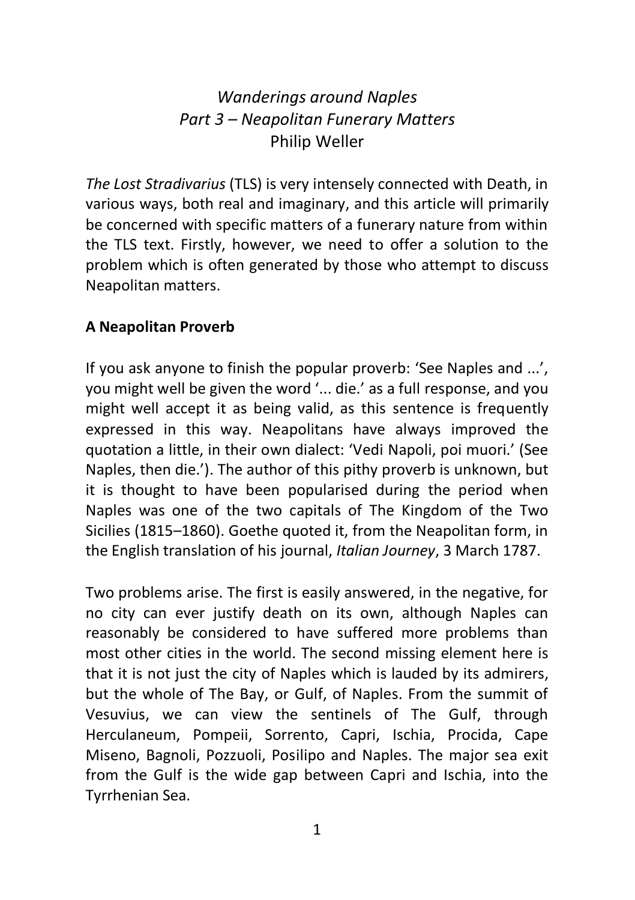# *Wanderings around Naples*
## *Part 3 – Neapolitan Funerary Matters*
### Philip Weller

*The Lost Stradivarius* (TLS) is very intensely connected with Death, in various ways, both real and imaginary, and this article will primarily be concerned with specific matters of a funerary nature from within the TLS text. Firstly, however, we need to offer a solution to the problem which is often generated by those who attempt to discuss Neapolitan matters.

**A Neapolitan Proverb**

If you ask anyone to finish the popular proverb: 'See Naples and ...', you might well be given the word '... die.' as a full response, and you might well accept it as being valid, as this sentence is frequently expressed in this way. Neapolitans have always improved the quotation a little, in their own dialect: 'Vedi Napoli, poi muori.' (See Naples, then die.'). The author of this pithy proverb is unknown, but it is thought to have been popularised during the period when Naples was one of the two capitals of The Kingdom of the Two Sicilies (1815–1860). Goethe quoted it, from the Neapolitan form, in the English translation of his journal, *Italian Journey*, 3 March 1787.

Two problems arise. The first is easily answered, in the negative, for no city can ever justify death on its own, although Naples can reasonably be considered to have suffered more problems than most other cities in the world. The second missing element here is that it is not just the city of Naples which is lauded by its admirers, but the whole of The Bay, or Gulf, of Naples. From the summit of Vesuvius, we can view the sentinels of The Gulf, through Herculaneum, Pompeii, Sorrento, Capri, Ischia, Procida, Cape Miseno, Bagnoli, Pozzuoli, Posilipo and Naples. The major sea exit from the Gulf is the wide gap between Capri and Ischia, into the Tyrrhenian Sea.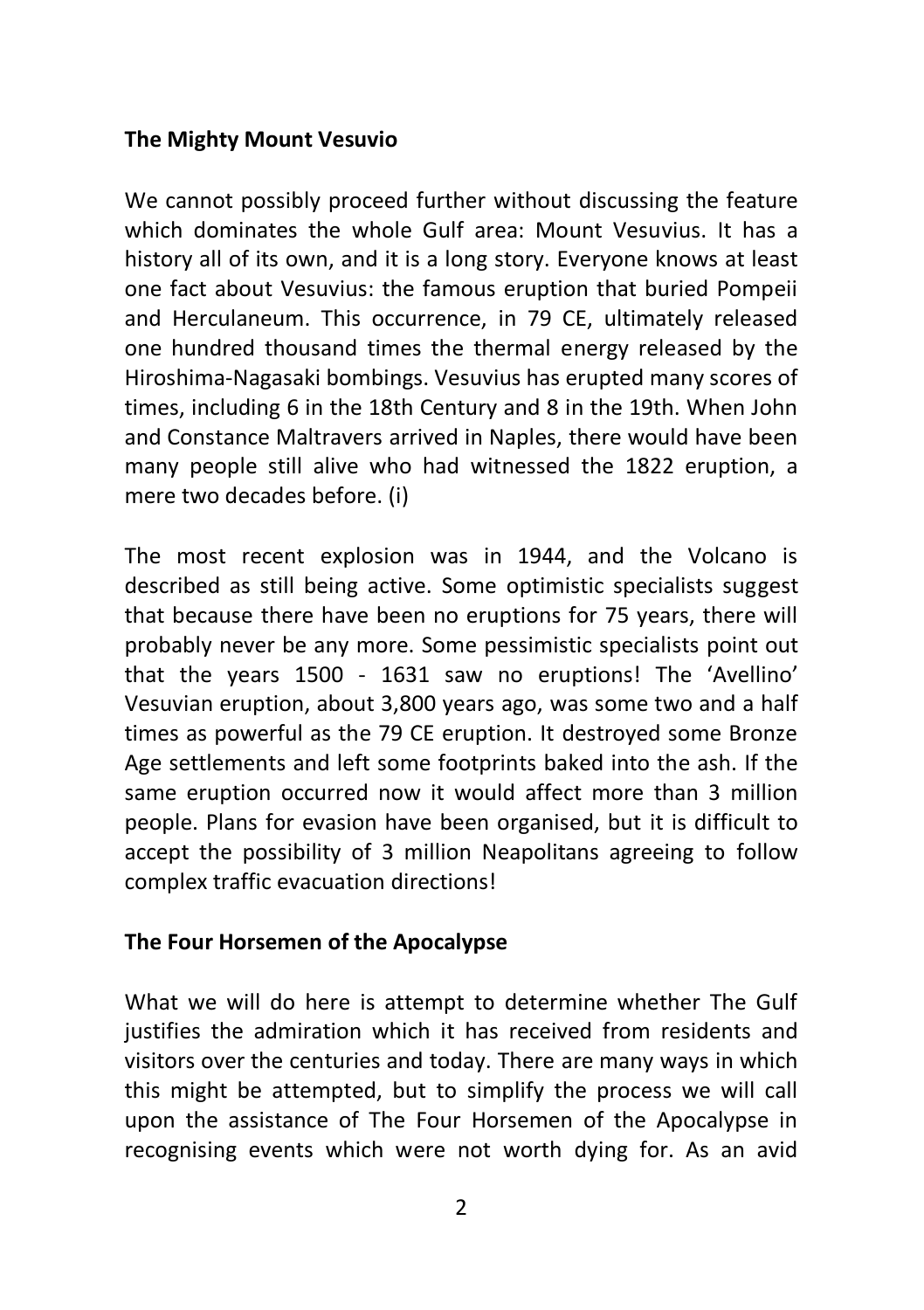## The Mighty Mount Vesuvio

We cannot possibly proceed further without discussing the feature which dominates the whole Gulf area: Mount Vesuvius. It has a history all of its own, and it is a long story. Everyone knows at least one fact about Vesuvius: the famous eruption that buried Pompeii and Herculaneum. This occurrence, in 79 CE, ultimately released one hundred thousand times the thermal energy released by the Hiroshima-Nagasaki bombings. Vesuvius has erupted many scores of times, including 6 in the 18th Century and 8 in the 19th. When John and Constance Maltravers arrived in Naples, there would have been many people still alive who had witnessed the 1822 eruption, a mere two decades before. (i)

The most recent explosion was in 1944, and the Volcano is described as still being active. Some optimistic specialists suggest that because there have been no eruptions for 75 years, there will probably never be any more. Some pessimistic specialists point out that the years 1500 - 1631 saw no eruptions! The 'Avellino' Vesuvian eruption, about 3,800 years ago, was some two and a half times as powerful as the 79 CE eruption. It destroyed some Bronze Age settlements and left some footprints baked into the ash. If the same eruption occurred now it would affect more than 3 million people. Plans for evasion have been organised, but it is difficult to accept the possibility of 3 million Neapolitans agreeing to follow complex traffic evacuation directions!

## The Four Horsemen of the Apocalypse

What we will do here is attempt to determine whether The Gulf justifies the admiration which it has received from residents and visitors over the centuries and today. There are many ways in which this might be attempted, but to simplify the process we will call upon the assistance of The Four Horsemen of the Apocalypse in recognising events which were not worth dying for. As an avid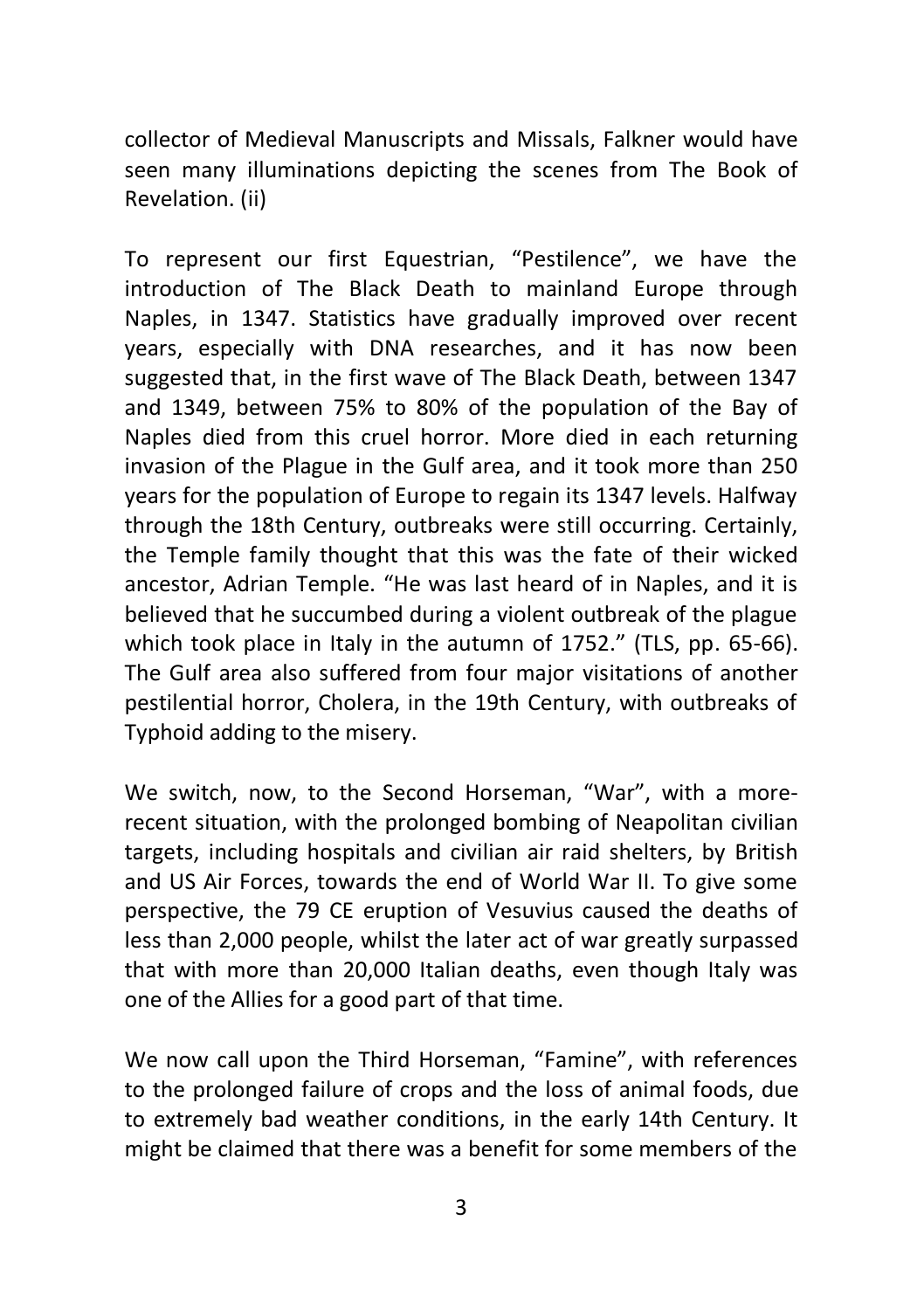collector of Medieval Manuscripts and Missals, Falkner would have seen many illuminations depicting the scenes from The Book of Revelation. (ii)

To represent our first Equestrian, "Pestilence", we have the introduction of The Black Death to mainland Europe through Naples, in 1347. Statistics have gradually improved over recent years, especially with DNA researches, and it has now been suggested that, in the first wave of The Black Death, between 1347 and 1349, between 75% to 80% of the population of the Bay of Naples died from this cruel horror. More died in each returning invasion of the Plague in the Gulf area, and it took more than 250 years for the population of Europe to regain its 1347 levels. Halfway through the 18th Century, outbreaks were still occurring. Certainly, the Temple family thought that this was the fate of their wicked ancestor, Adrian Temple. "He was last heard of in Naples, and it is believed that he succumbed during a violent outbreak of the plague which took place in Italy in the autumn of 1752." (TLS, pp. 65-66). The Gulf area also suffered from four major visitations of another pestilential horror, Cholera, in the 19th Century, with outbreaks of Typhoid adding to the misery.

We switch, now, to the Second Horseman, "War", with a more-recent situation, with the prolonged bombing of Neapolitan civilian targets, including hospitals and civilian air raid shelters, by British and US Air Forces, towards the end of World War II. To give some perspective, the 79 CE eruption of Vesuvius caused the deaths of less than 2,000 people, whilst the later act of war greatly surpassed that with more than 20,000 Italian deaths, even though Italy was one of the Allies for a good part of that time.

We now call upon the Third Horseman, "Famine", with references to the prolonged failure of crops and the loss of animal foods, due to extremely bad weather conditions, in the early 14th Century. It might be claimed that there was a benefit for some members of the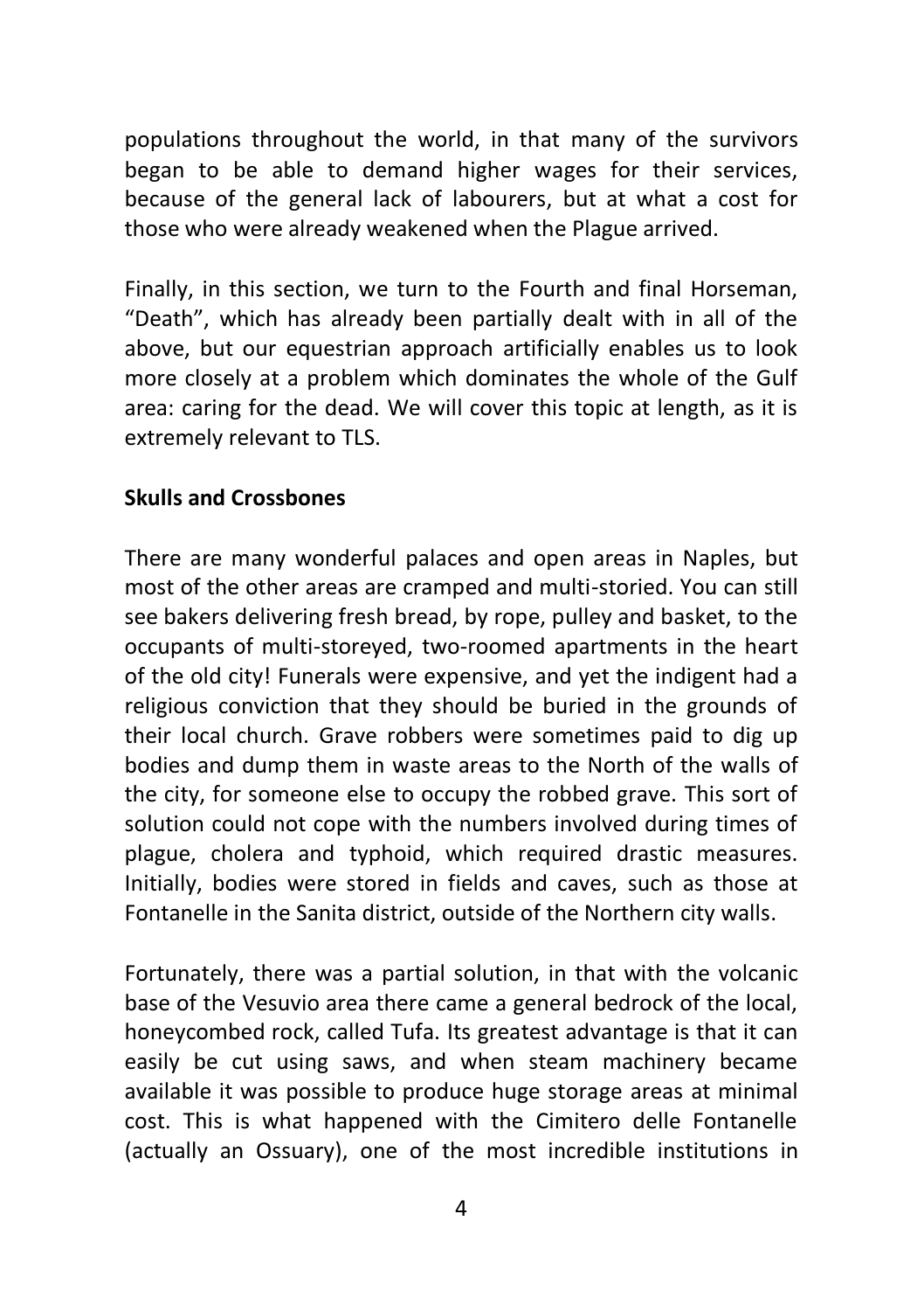populations throughout the world, in that many of the survivors began to be able to demand higher wages for their services, because of the general lack of labourers, but at what a cost for those who were already weakened when the Plague arrived.

Finally, in this section, we turn to the Fourth and final Horseman, "Death", which has already been partially dealt with in all of the above, but our equestrian approach artificially enables us to look more closely at a problem which dominates the whole of the Gulf area: caring for the dead. We will cover this topic at length, as it is extremely relevant to TLS.

**Skulls and Crossbones**

There are many wonderful palaces and open areas in Naples, but most of the other areas are cramped and multi-storied. You can still see bakers delivering fresh bread, by rope, pulley and basket, to the occupants of multi-storeyed, two-roomed apartments in the heart of the old city! Funerals were expensive, and yet the indigent had a religious conviction that they should be buried in the grounds of their local church. Grave robbers were sometimes paid to dig up bodies and dump them in waste areas to the North of the walls of the city, for someone else to occupy the robbed grave. This sort of solution could not cope with the numbers involved during times of plague, cholera and typhoid, which required drastic measures. Initially, bodies were stored in fields and caves, such as those at Fontanelle in the Sanita district, outside of the Northern city walls.

Fortunately, there was a partial solution, in that with the volcanic base of the Vesuvio area there came a general bedrock of the local, honeycombed rock, called Tufa. Its greatest advantage is that it can easily be cut using saws, and when steam machinery became available it was possible to produce huge storage areas at minimal cost. This is what happened with the Cimitero delle Fontanelle (actually an Ossuary), one of the most incredible institutions in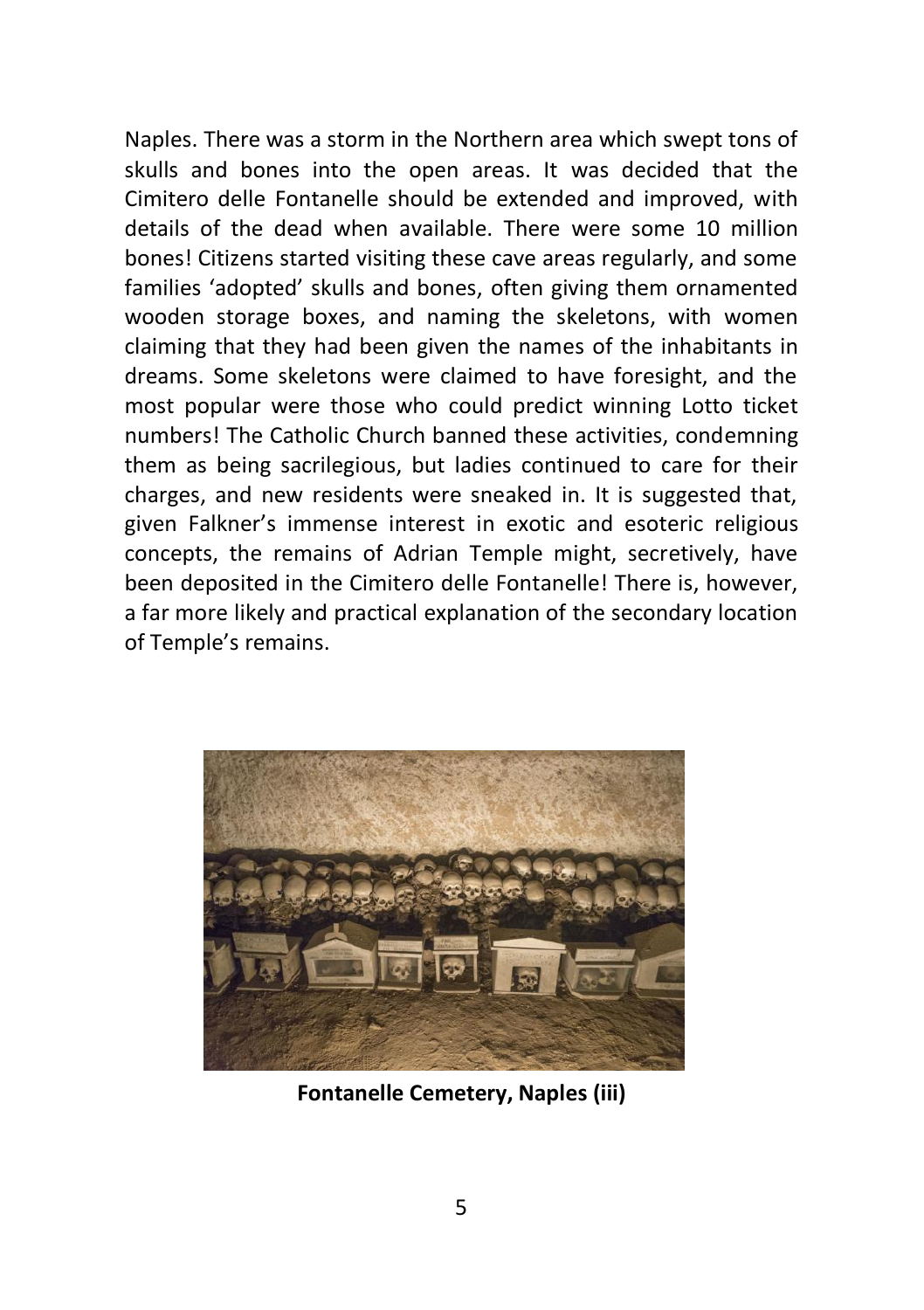Naples. There was a storm in the Northern area which swept tons of skulls and bones into the open areas. It was decided that the Cimitero delle Fontanelle should be extended and improved, with details of the dead when available. There were some 10 million bones! Citizens started visiting these cave areas regularly, and some families 'adopted' skulls and bones, often giving them ornamented wooden storage boxes, and naming the skeletons, with women claiming that they had been given the names of the inhabitants in dreams. Some skeletons were claimed to have foresight, and the most popular were those who could predict winning Lotto ticket numbers! The Catholic Church banned these activities, condemning them as being sacrilegious, but ladies continued to care for their charges, and new residents were sneaked in. It is suggested that, given Falkner's immense interest in exotic and esoteric religious concepts, the remains of Adrian Temple might, secretively, have been deposited in the Cimitero delle Fontanelle! There is, however, a far more likely and practical explanation of the secondary location of Temple's remains.

**Fontanelle Cemetery, Naples (iii)**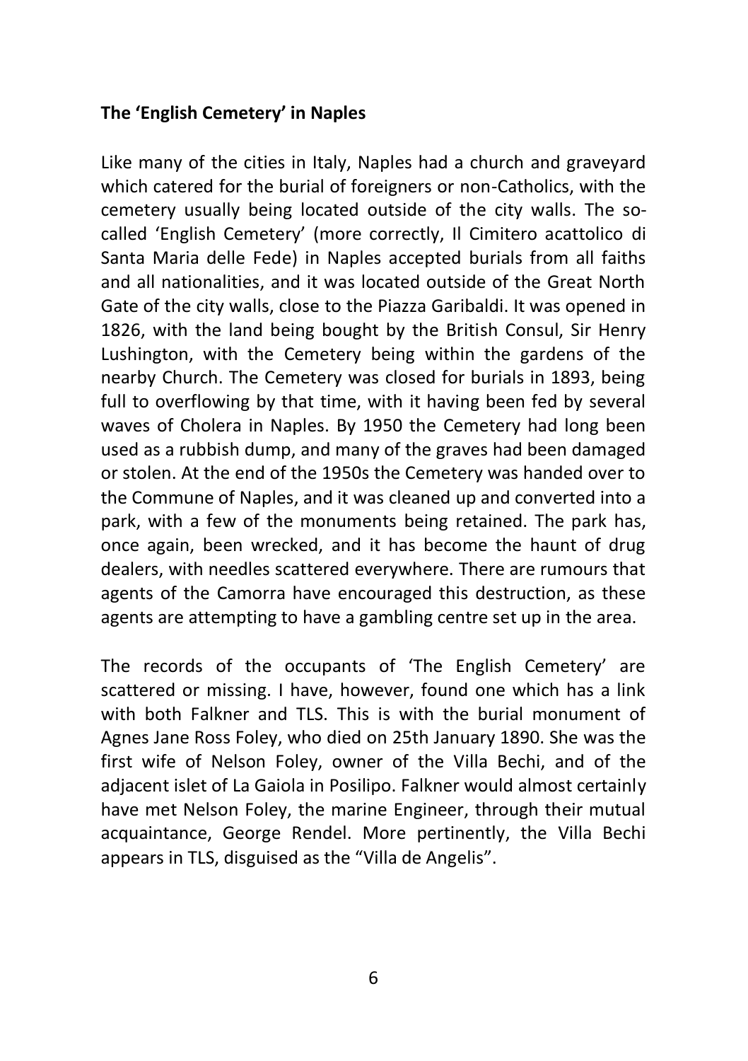**The 'English Cemetery' in Naples**

Like many of the cities in Italy, Naples had a church and graveyard which catered for the burial of foreigners or non-Catholics, with the cemetery usually being located outside of the city walls. The so-called 'English Cemetery' (more correctly, Il Cimitero acattolico di Santa Maria delle Fede) in Naples accepted burials from all faiths and all nationalities, and it was located outside of the Great North Gate of the city walls, close to the Piazza Garibaldi. It was opened in 1826, with the land being bought by the British Consul, Sir Henry Lushington, with the Cemetery being within the gardens of the nearby Church. The Cemetery was closed for burials in 1893, being full to overflowing by that time, with it having been fed by several waves of Cholera in Naples. By 1950 the Cemetery had long been used as a rubbish dump, and many of the graves had been damaged or stolen. At the end of the 1950s the Cemetery was handed over to the Commune of Naples, and it was cleaned up and converted into a park, with a few of the monuments being retained. The park has, once again, been wrecked, and it has become the haunt of drug dealers, with needles scattered everywhere. There are rumours that agents of the Camorra have encouraged this destruction, as these agents are attempting to have a gambling centre set up in the area.

The records of the occupants of 'The English Cemetery' are scattered or missing. I have, however, found one which has a link with both Falkner and TLS. This is with the burial monument of Agnes Jane Ross Foley, who died on 25th January 1890. She was the first wife of Nelson Foley, owner of the Villa Bechi, and of the adjacent islet of La Gaiola in Posilipo. Falkner would almost certainly have met Nelson Foley, the marine Engineer, through their mutual acquaintance, George Rendel. More pertinently, the Villa Bechi appears in TLS, disguised as the "Villa de Angelis".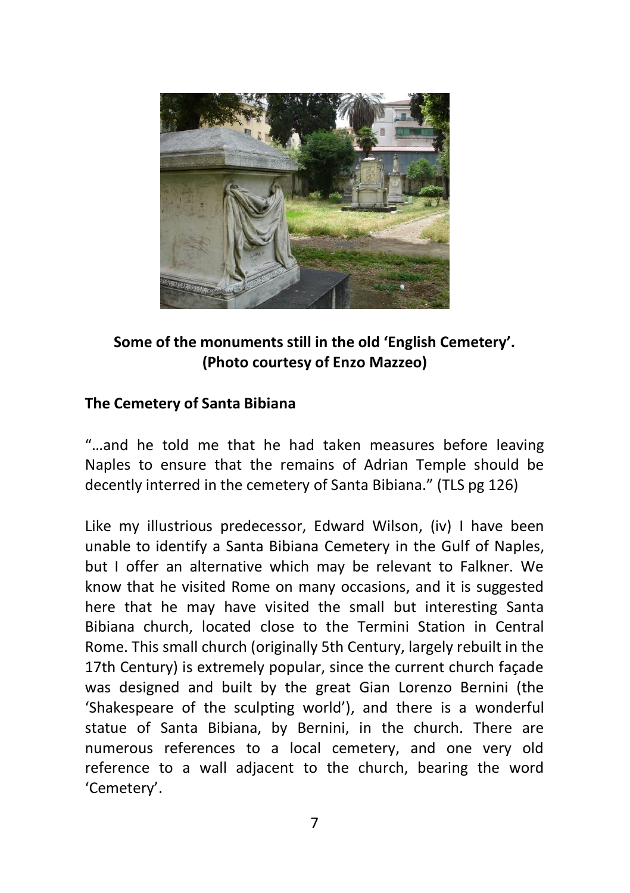**Some of the monuments still in the old 'English Cemetery'. (Photo courtesy of Enzo Mazzeo)**

**The Cemetery of Santa Bibiana**

"…and he told me that he had taken measures before leaving Naples to ensure that the remains of Adrian Temple should be decently interred in the cemetery of Santa Bibiana." (TLS pg 126)

Like my illustrious predecessor, Edward Wilson, (iv) I have been unable to identify a Santa Bibiana Cemetery in the Gulf of Naples, but I offer an alternative which may be relevant to Falkner. We know that he visited Rome on many occasions, and it is suggested here that he may have visited the small but interesting Santa Bibiana church, located close to the Termini Station in Central Rome. This small church (originally 5th Century, largely rebuilt in the 17th Century) is extremely popular, since the current church façade was designed and built by the great Gian Lorenzo Bernini (the 'Shakespeare of the sculpting world'), and there is a wonderful statue of Santa Bibiana, by Bernini, in the church. There are numerous references to a local cemetery, and one very old reference to a wall adjacent to the church, bearing the word 'Cemetery'.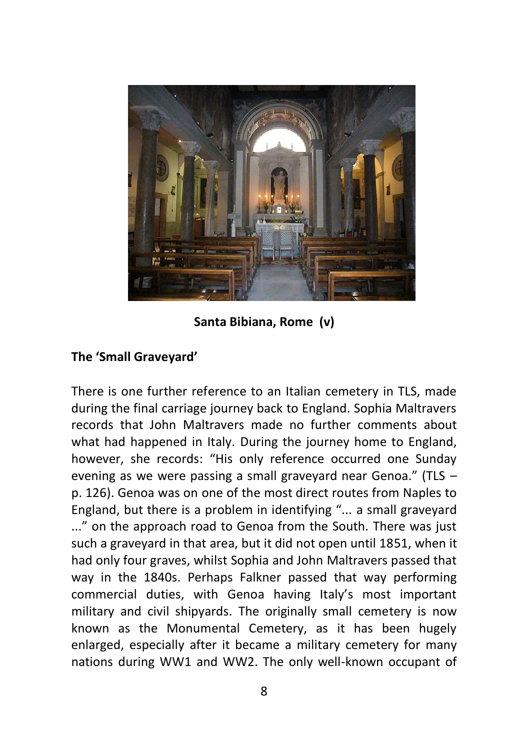Santa Bibiana, Rome (v)

### The 'Small Graveyard'

There is one further reference to an Italian cemetery in TLS, made during the final carriage journey back to England. Sophia Maltravers records that John Maltravers made no further comments about what had happened in Italy. During the journey home to England, however, she records: "His only reference occurred one Sunday evening as we were passing a small graveyard near Genoa." (TLS – p. 126). Genoa was on one of the most direct routes from Naples to England, but there is a problem in identifying "... a small graveyard ..." on the approach road to Genoa from the South. There was just such a graveyard in that area, but it did not open until 1851, when it had only four graves, whilst Sophia and John Maltravers passed that way in the 1840s. Perhaps Falkner passed that way performing commercial duties, with Genoa having Italy's most important military and civil shipyards. The originally small cemetery is now known as the Monumental Cemetery, as it has been hugely enlarged, especially after it became a military cemetery for many nations during WW1 and WW2. The only well-known occupant of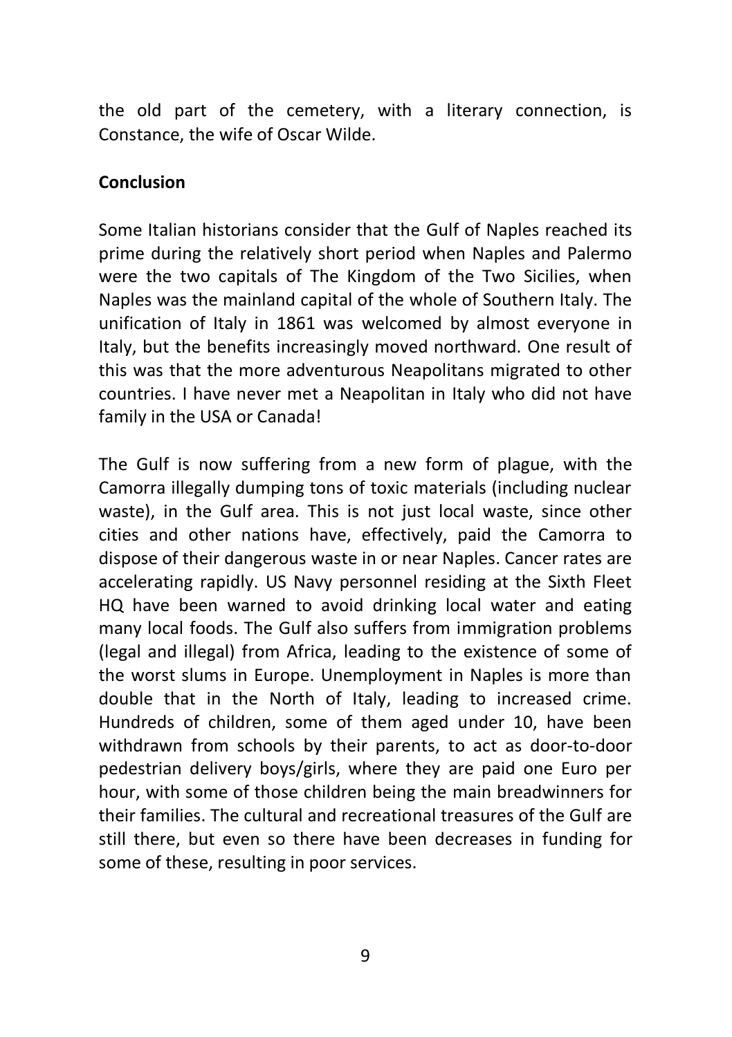the old part of the cemetery, with a literary connection, is Constance, the wife of Oscar Wilde.

**Conclusion**

Some Italian historians consider that the Gulf of Naples reached its prime during the relatively short period when Naples and Palermo were the two capitals of The Kingdom of the Two Sicilies, when Naples was the mainland capital of the whole of Southern Italy. The unification of Italy in 1861 was welcomed by almost everyone in Italy, but the benefits increasingly moved northward. One result of this was that the more adventurous Neapolitans migrated to other countries. I have never met a Neapolitan in Italy who did not have family in the USA or Canada!

The Gulf is now suffering from a new form of plague, with the Camorra illegally dumping tons of toxic materials (including nuclear waste), in the Gulf area. This is not just local waste, since other cities and other nations have, effectively, paid the Camorra to dispose of their dangerous waste in or near Naples. Cancer rates are accelerating rapidly. US Navy personnel residing at the Sixth Fleet HQ have been warned to avoid drinking local water and eating many local foods. The Gulf also suffers from immigration problems (legal and illegal) from Africa, leading to the existence of some of the worst slums in Europe. Unemployment in Naples is more than double that in the North of Italy, leading to increased crime. Hundreds of children, some of them aged under 10, have been withdrawn from schools by their parents, to act as door-to-door pedestrian delivery boys/girls, where they are paid one Euro per hour, with some of those children being the main breadwinners for their families. The cultural and recreational treasures of the Gulf are still there, but even so there have been decreases in funding for some of these, resulting in poor services.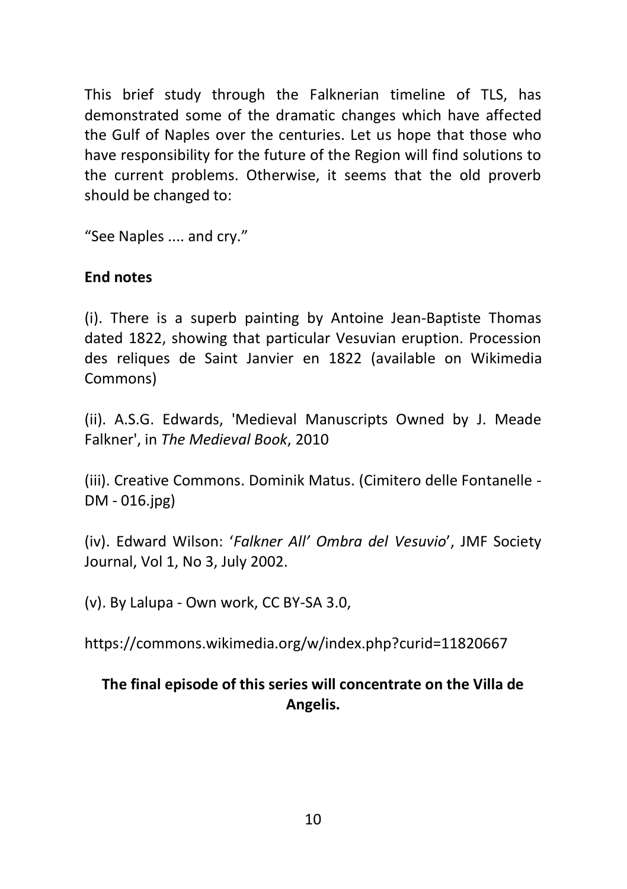This brief study through the Falknerian timeline of TLS, has demonstrated some of the dramatic changes which have affected the Gulf of Naples over the centuries. Let us hope that those who have responsibility for the future of the Region will find solutions to the current problems. Otherwise, it seems that the old proverb should be changed to:

“See Naples .... and cry.”

**End notes**

(i). There is a superb painting by Antoine Jean-Baptiste Thomas dated 1822, showing that particular Vesuvian eruption. Procession des reliques de Saint Janvier en 1822 (available on Wikimedia Commons)

(ii). A.S.G. Edwards, 'Medieval Manuscripts Owned by J. Meade Falkner', in *The Medieval Book*, 2010

(iii). Creative Commons. Dominik Matus. (Cimitero delle Fontanelle - DM - 016.jpg)

(iv). Edward Wilson: ‘*Falkner All’ Ombra del Vesuvio*’, JMF Society Journal, Vol 1, No 3, July 2002.

(v). By Lalupa - Own work, CC BY-SA 3.0,

https://commons.wikimedia.org/w/index.php?curid=11820667

**The final episode of this series will concentrate on the Villa de Angelis.**